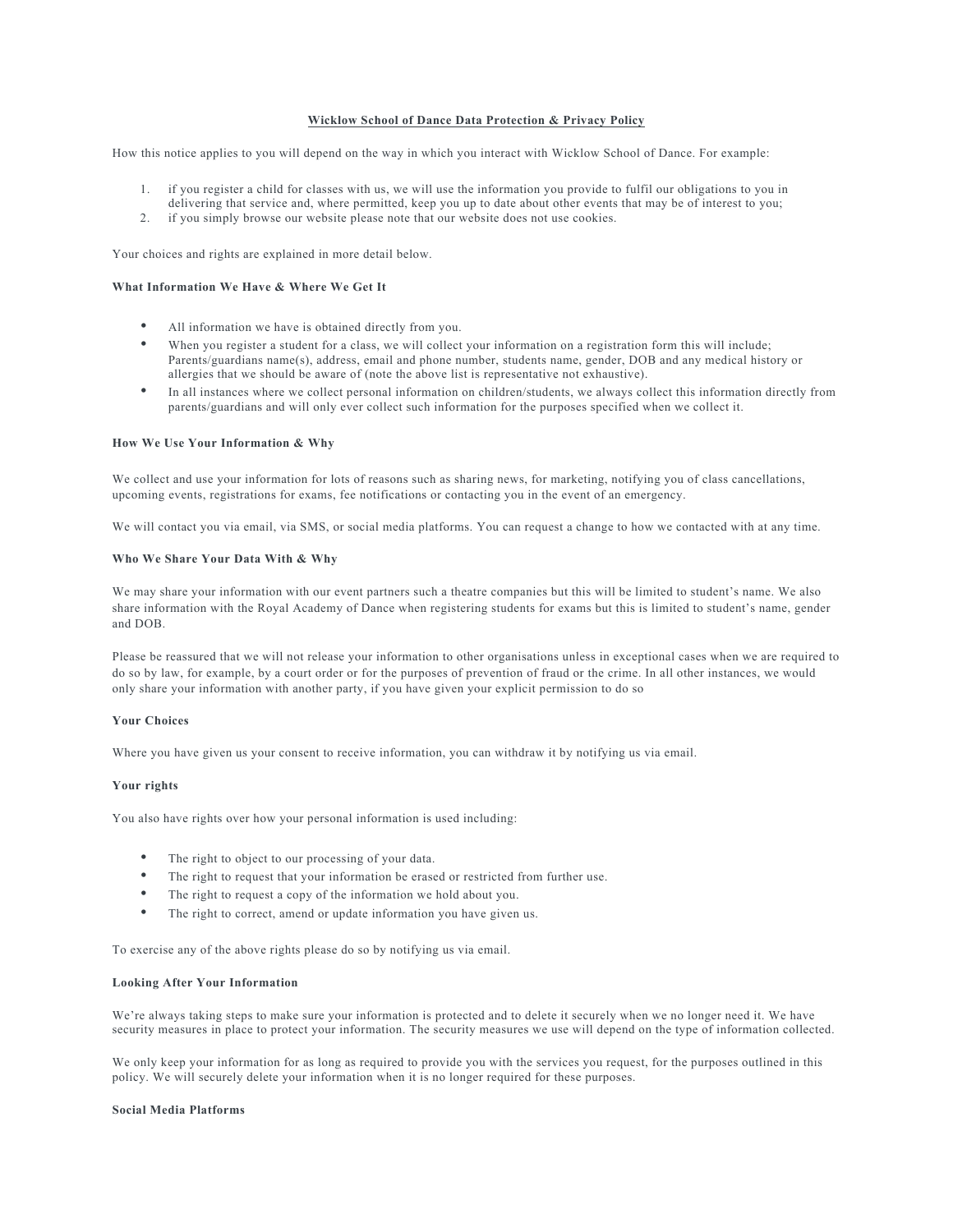# Wicklow School of Dance Data Protection & Privacy Policy

How this notice applies to you will depend on the way in which you interact with Wicklow School of Dance. For example:

1. if you register a child for classes with us, we will use the information you provide to fulfil our obligations to you in delivering that service and, where permitted, keep you up to date about other events that may be of interest to you;
2. if you simply browse our website please note that our website does not use cookies.

Your choices and rights are explained in more detail below.

**What Information We Have & Where We Get It**

- All information we have is obtained directly from you.
- When you register a student for a class, we will collect your information on a registration form this will include; Parents/guardians name(s), address, email and phone number, students name, gender, DOB and any medical history or allergies that we should be aware of (note the above list is representative not exhaustive).
- In all instances where we collect personal information on children/students, we always collect this information directly from parents/guardians and will only ever collect such information for the purposes specified when we collect it.

**How We Use Your Information & Why**

We collect and use your information for lots of reasons such as sharing news, for marketing, notifying you of class cancellations, upcoming events, registrations for exams, fee notifications or contacting you in the event of an emergency.

We will contact you via email, via SMS, or social media platforms. You can request a change to how we contacted with at any time.

**Who We Share Your Data With & Why**

We may share your information with our event partners such a theatre companies but this will be limited to student's name. We also share information with the Royal Academy of Dance when registering students for exams but this is limited to student's name, gender and DOB.

Please be reassured that we will not release your information to other organisations unless in exceptional cases when we are required to do so by law, for example, by a court order or for the purposes of prevention of fraud or the crime. In all other instances, we would only share your information with another party, if you have given your explicit permission to do so

**Your Choices**

Where you have given us your consent to receive information, you can withdraw it by notifying us via email.

**Your rights**

You also have rights over how your personal information is used including:

- The right to object to our processing of your data.
- The right to request that your information be erased or restricted from further use.
- The right to request a copy of the information we hold about you.
- The right to correct, amend or update information you have given us.

To exercise any of the above rights please do so by notifying us via email.

**Looking After Your Information**

We're always taking steps to make sure your information is protected and to delete it securely when we no longer need it. We have security measures in place to protect your information. The security measures we use will depend on the type of information collected.

We only keep your information for as long as required to provide you with the services you request, for the purposes outlined in this policy. We will securely delete your information when it is no longer required for these purposes.

**Social Media Platforms**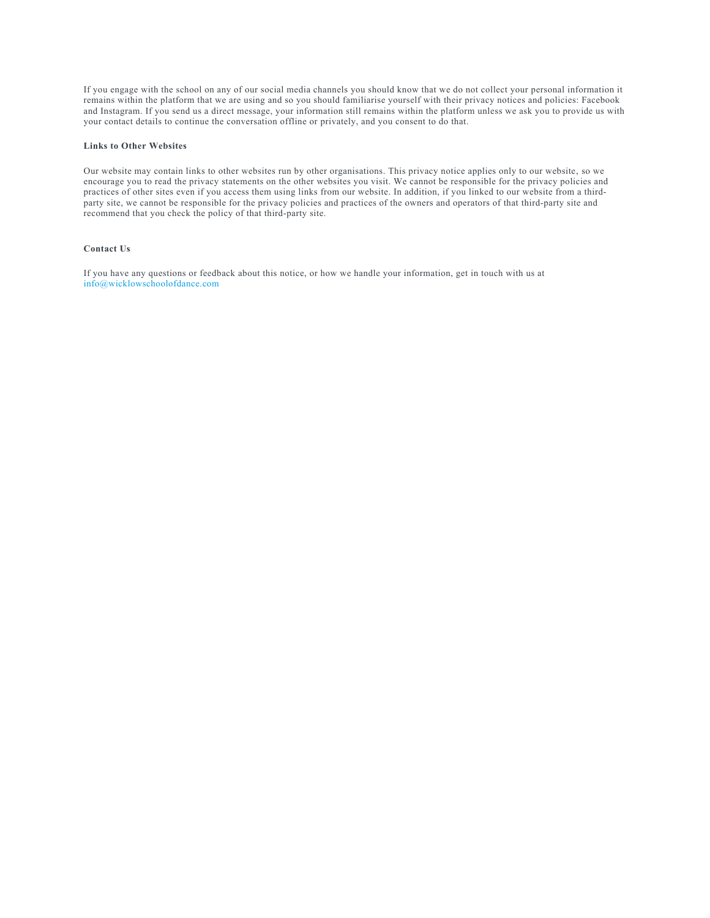If you engage with the school on any of our social media channels you should know that we do not collect your personal information it remains within the platform that we are using and so you should familiarise yourself with their privacy notices and policies: Facebook and Instagram. If you send us a direct message, your information still remains within the platform unless we ask you to provide us with your contact details to continue the conversation offline or privately, and you consent to do that.

**Links to Other Websites**

Our website may contain links to other websites run by other organisations. This privacy notice applies only to our website, so we encourage you to read the privacy statements on the other websites you visit. We cannot be responsible for the privacy policies and practices of other sites even if you access them using links from our website. In addition, if you linked to our website from a third-party site, we cannot be responsible for the privacy policies and practices of the owners and operators of that third-party site and recommend that you check the policy of that third-party site.

**Contact Us**

If you have any questions or feedback about this notice, or how we handle your information, get in touch with us at info@wicklowschoolofdance.com